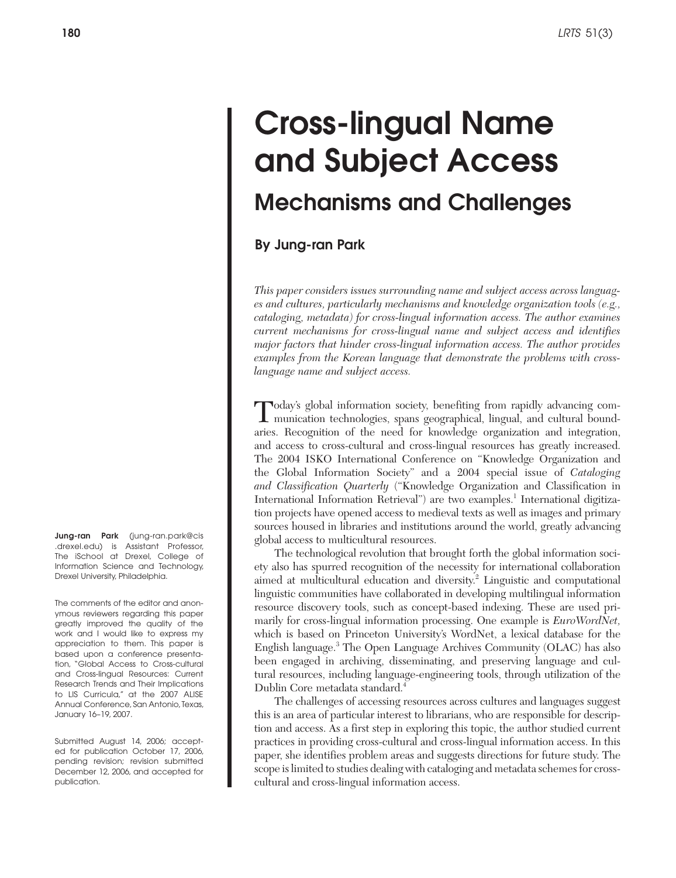# Cross-lingual Name and Subject Access

## Mechanisms and Challenges

### By Jung-ran Park

*This paper considers issues surrounding name and subject access across languages and cultures, particularly mechanisms and knowledge organization tools (e.g., cataloging, metadata) for cross-lingual information access. The author examines current mechanisms for cross-lingual name and subject access and identifies major factors that hinder cross-lingual information access. The author provides examples from the Korean language that demonstrate the problems with cross-language name and subject access.*

Today's global information society, benefiting from rapidly advancing communication technologies, spans geographical, lingual, and cultural boundaries. Recognition of the need for knowledge organization and integration, and access to cross-cultural and cross-lingual resources has greatly increased. The 2004 ISKO International Conference on "Knowledge Organization and the Global Information Society" and a 2004 special issue of *Cataloging and Classification Quarterly* ("Knowledge Organization and Classification in International Information Retrieval") are two examples.[1] International digitization projects have opened access to medieval texts as well as images and primary sources housed in libraries and institutions around the world, greatly advancing global access to multicultural resources.

The technological revolution that brought forth the global information society also has spurred recognition of the necessity for international collaboration aimed at multicultural education and diversity.[2] Linguistic and computational linguistic communities have collaborated in developing multilingual information resource discovery tools, such as concept-based indexing. These are used primarily for cross-lingual information processing. One example is *EuroWordNet,* which is based on Princeton University's WordNet, a lexical database for the English language.[3] The Open Language Archives Community (OLAC) has also been engaged in archiving, disseminating, and preserving language and cultural resources, including language-engineering tools, through utilization of the Dublin Core metadata standard.[4]

The challenges of accessing resources across cultures and languages suggest this is an area of particular interest to librarians, who are responsible for description and access. As a first step in exploring this topic, the author studied current practices in providing cross-cultural and cross-lingual information access. In this paper, she identifies problem areas and suggests directions for future study. The scope is limited to studies dealing with cataloging and metadata schemes for cross-cultural and cross-lingual information access.

**Jung-ran Park** (jung-ran.park@cis.drexel.edu) is Assistant Professor, The iSchool at Drexel, College of Information Science and Technology, Drexel University, Philadelphia.

The comments of the editor and anonymous reviewers regarding this paper greatly improved the quality of the work and I would like to express my appreciation to them. This paper is based upon a conference presentation, "Global Access to Cross-cultural and Cross-lingual Resources: Current Research Trends and Their Implications to LIS Curricula," at the 2007 ALISE Annual Conference, San Antonio, Texas, January 16–19, 2007.

Submitted August 14, 2006; accepted for publication October 17, 2006, pending revision; revision submitted December 12, 2006, and accepted for publication.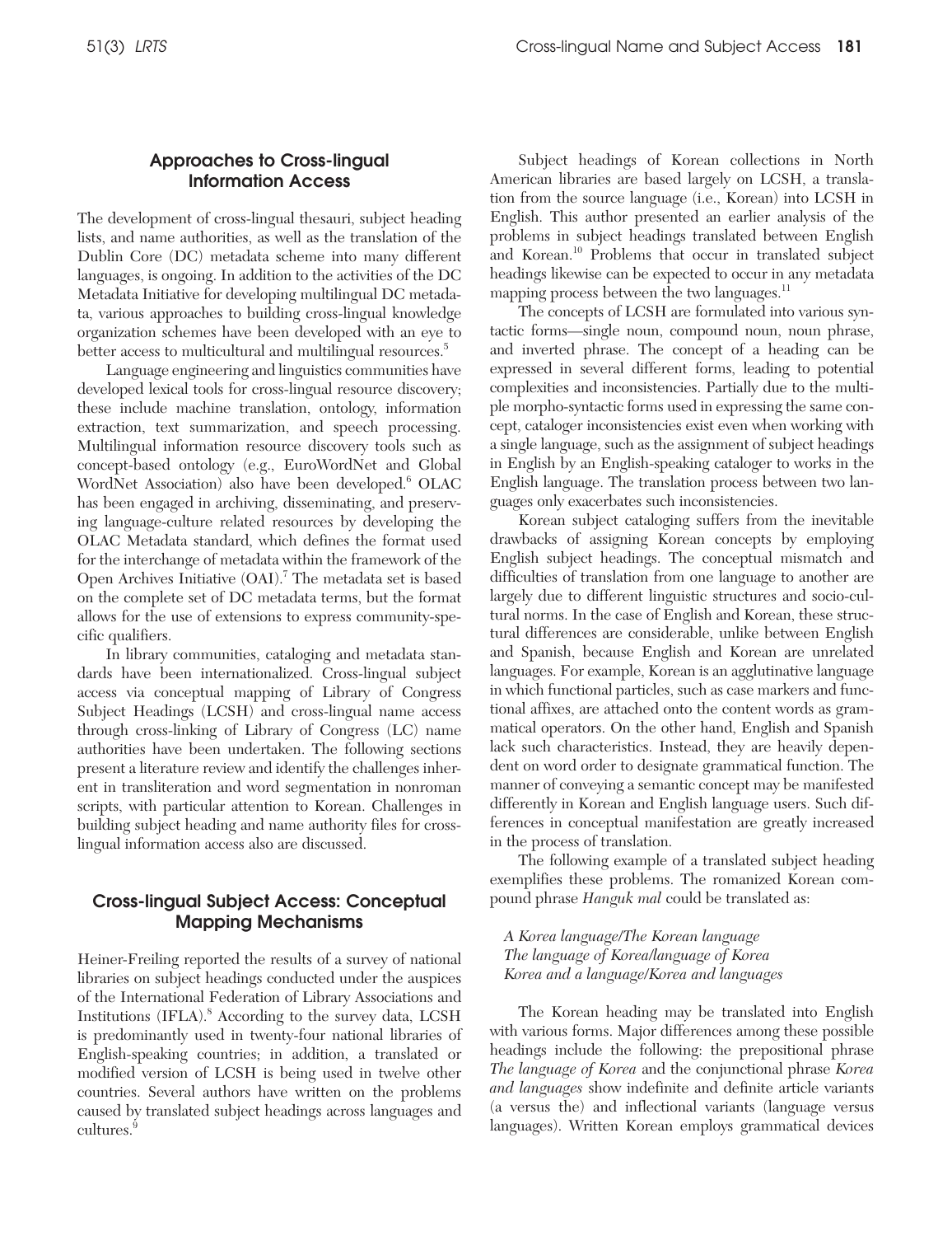## Approaches to Cross-lingual Information Access

The development of cross-lingual thesauri, subject heading lists, and name authorities, as well as the translation of the Dublin Core (DC) metadata scheme into many different languages, is ongoing. In addition to the activities of the DC Metadata Initiative for developing multilingual DC metadata, various approaches to building cross-lingual knowledge organization schemes have been developed with an eye to better access to multicultural and multilingual resources.[5]

Language engineering and linguistics communities have developed lexical tools for cross-lingual resource discovery; these include machine translation, ontology, information extraction, text summarization, and speech processing. Multilingual information resource discovery tools such as concept-based ontology (e.g., EuroWordNet and Global WordNet Association) also have been developed.[6] OLAC has been engaged in archiving, disseminating, and preserving language-culture related resources by developing the OLAC Metadata standard, which defines the format used for the interchange of metadata within the framework of the Open Archives Initiative (OAI).[7] The metadata set is based on the complete set of DC metadata terms, but the format allows for the use of extensions to express community-specific qualifiers.

In library communities, cataloging and metadata standards have been internationalized. Cross-lingual subject access via conceptual mapping of Library of Congress Subject Headings (LCSH) and cross-lingual name access through cross-linking of Library of Congress (LC) name authorities have been undertaken. The following sections present a literature review and identify the challenges inherent in transliteration and word segmentation in nonroman scripts, with particular attention to Korean. Challenges in building subject heading and name authority files for cross-lingual information access also are discussed.

## Cross-lingual Subject Access: Conceptual Mapping Mechanisms

Heiner-Freiling reported the results of a survey of national libraries on subject headings conducted under the auspices of the International Federation of Library Associations and Institutions (IFLA).[8] According to the survey data, LCSH is predominantly used in twenty-four national libraries of English-speaking countries; in addition, a translated or modified version of LCSH is being used in twelve other countries. Several authors have written on the problems caused by translated subject headings across languages and cultures.[9]

Subject headings of Korean collections in North American libraries are based largely on LCSH, a translation from the source language (i.e., Korean) into LCSH in English. This author presented an earlier analysis of the problems in subject headings translated between English and Korean.[10] Problems that occur in translated subject headings likewise can be expected to occur in any metadata mapping process between the two languages.[11]

The concepts of LCSH are formulated into various syntactic forms—single noun, compound noun, noun phrase, and inverted phrase. The concept of a heading can be expressed in several different forms, leading to potential complexities and inconsistencies. Partially due to the multiple morpho-syntactic forms used in expressing the same concept, cataloger inconsistencies exist even when working with a single language, such as the assignment of subject headings in English by an English-speaking cataloger to works in the English language. The translation process between two languages only exacerbates such inconsistencies.

Korean subject cataloging suffers from the inevitable drawbacks of assigning Korean concepts by employing English subject headings. The conceptual mismatch and difficulties of translation from one language to another are largely due to different linguistic structures and socio-cultural norms. In the case of English and Korean, these structural differences are considerable, unlike between English and Spanish, because English and Korean are unrelated languages. For example, Korean is an agglutinative language in which functional particles, such as case markers and functional affixes, are attached onto the content words as grammatical operators. On the other hand, English and Spanish lack such characteristics. Instead, they are heavily dependent on word order to designate grammatical function. The manner of conveying a semantic concept may be manifested differently in Korean and English language users. Such differences in conceptual manifestation are greatly increased in the process of translation.

The following example of a translated subject heading exemplifies these problems. The romanized Korean compound phrase *Hanguk mal* could be translated as:

*A Korea language/The Korean language*
*The language of Korea/language of Korea*
*Korea and a language/Korea and languages*

The Korean heading may be translated into English with various forms. Major differences among these possible headings include the following: the prepositional phrase *The language of Korea* and the conjunctional phrase *Korea and languages* show indefinite and definite article variants (a versus the) and inflectional variants (language versus languages). Written Korean employs grammatical devices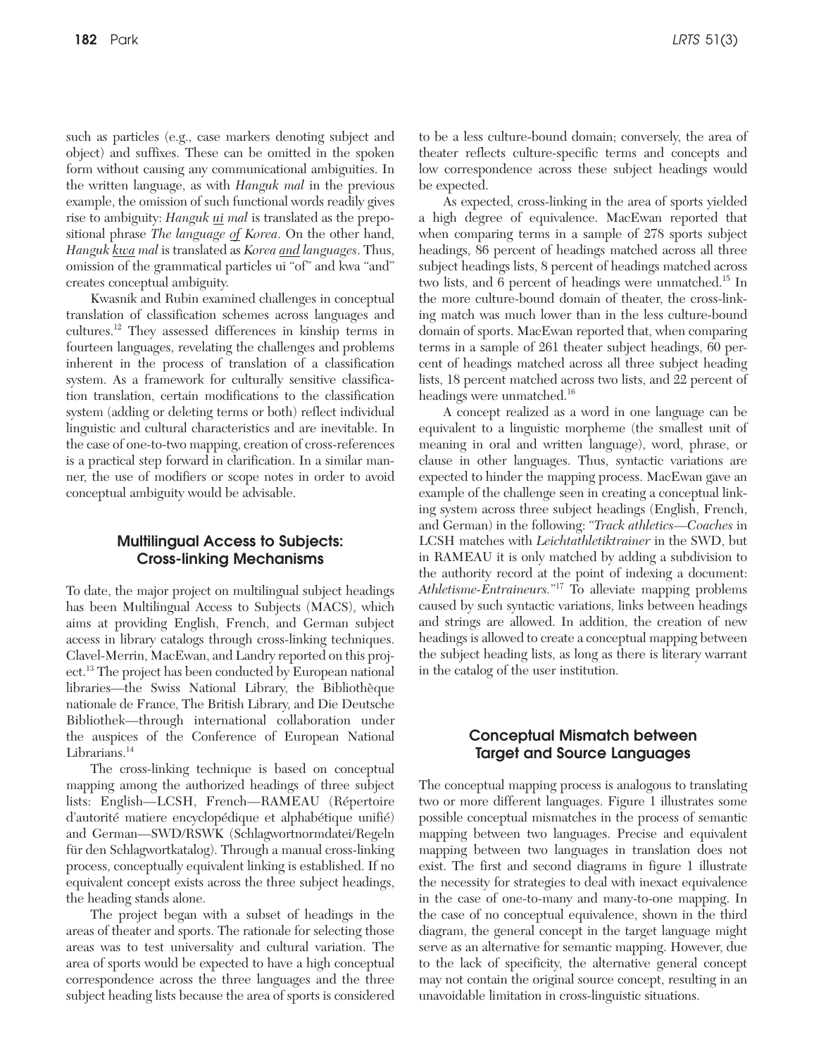such as particles (e.g., case markers denoting subject and object) and suffixes. These can be omitted in the spoken form without causing any communicational ambiguities. In the written language, as with *Hanguk mal* in the previous example, the omission of such functional words readily gives rise to ambiguity: *Hanguk ui mal* is translated as the prepositional phrase *The language of Korea*. On the other hand, *Hanguk kwa mal* is translated as *Korea and languages*. Thus, omission of the grammatical particles ui "of" and kwa "and" creates conceptual ambiguity.

Kwasnik and Rubin examined challenges in conceptual translation of classification schemes across languages and cultures.[12] They assessed differences in kinship terms in fourteen languages, revelating the challenges and problems inherent in the process of translation of a classification system. As a framework for culturally sensitive classification translation, certain modifications to the classification system (adding or deleting terms or both) reflect individual linguistic and cultural characteristics and are inevitable. In the case of one-to-two mapping, creation of cross-references is a practical step forward in clarification. In a similar manner, the use of modifiers or scope notes in order to avoid conceptual ambiguity would be advisable.

## Multilingual Access to Subjects: Cross-linking Mechanisms

To date, the major project on multilingual subject headings has been Multilingual Access to Subjects (MACS), which aims at providing English, French, and German subject access in library catalogs through cross-linking techniques. Clavel-Merrin, MacEwan, and Landry reported on this project.[13] The project has been conducted by European national libraries—the Swiss National Library, the Bibliothèque nationale de France, The British Library, and Die Deutsche Bibliothek—through international collaboration under the auspices of the Conference of European National Librarians.[14]

The cross-linking technique is based on conceptual mapping among the authorized headings of three subject lists: English—LCSH, French—RAMEAU (Répertoire d'autorité matiere encyclopédique et alphabétique unifié) and German—SWD/RSWK (Schlagwortnormdatei/Regeln für den Schlagwortkatalog). Through a manual cross-linking process, conceptually equivalent linking is established. If no equivalent concept exists across the three subject headings, the heading stands alone.

The project began with a subset of headings in the areas of theater and sports. The rationale for selecting those areas was to test universality and cultural variation. The area of sports would be expected to have a high conceptual correspondence across the three languages and the three subject heading lists because the area of sports is considered to be a less culture-bound domain; conversely, the area of theater reflects culture-specific terms and concepts and low correspondence across these subject headings would be expected.

As expected, cross-linking in the area of sports yielded a high degree of equivalence. MacEwan reported that when comparing terms in a sample of 278 sports subject headings, 86 percent of headings matched across all three subject headings lists, 8 percent of headings matched across two lists, and 6 percent of headings were unmatched.[15] In the more culture-bound domain of theater, the cross-linking match was much lower than in the less culture-bound domain of sports. MacEwan reported that, when comparing terms in a sample of 261 theater subject headings, 60 percent of headings matched across all three subject heading lists, 18 percent matched across two lists, and 22 percent of headings were unmatched.[16]

A concept realized as a word in one language can be equivalent to a linguistic morpheme (the smallest unit of meaning in oral and written language), word, phrase, or clause in other languages. Thus, syntactic variations are expected to hinder the mapping process. MacEwan gave an example of the challenge seen in creating a conceptual linking system across three subject headings (English, French, and German) in the following: "*Track athletics—Coaches* in LCSH matches with *Leichtathletiktrainer* in the SWD, but in RAMEAU it is only matched by adding a subdivision to the authority record at the point of indexing a document: *Athletisme-Entraineurs*."[17] To alleviate mapping problems caused by such syntactic variations, links between headings and strings are allowed. In addition, the creation of new headings is allowed to create a conceptual mapping between the subject heading lists, as long as there is literary warrant in the catalog of the user institution.

## Conceptual Mismatch between Target and Source Languages

The conceptual mapping process is analogous to translating two or more different languages. Figure 1 illustrates some possible conceptual mismatches in the process of semantic mapping between two languages. Precise and equivalent mapping between two languages in translation does not exist. The first and second diagrams in figure 1 illustrate the necessity for strategies to deal with inexact equivalence in the case of one-to-many and many-to-one mapping. In the case of no conceptual equivalence, shown in the third diagram, the general concept in the target language might serve as an alternative for semantic mapping. However, due to the lack of specificity, the alternative general concept may not contain the original source concept, resulting in an unavoidable limitation in cross-linguistic situations.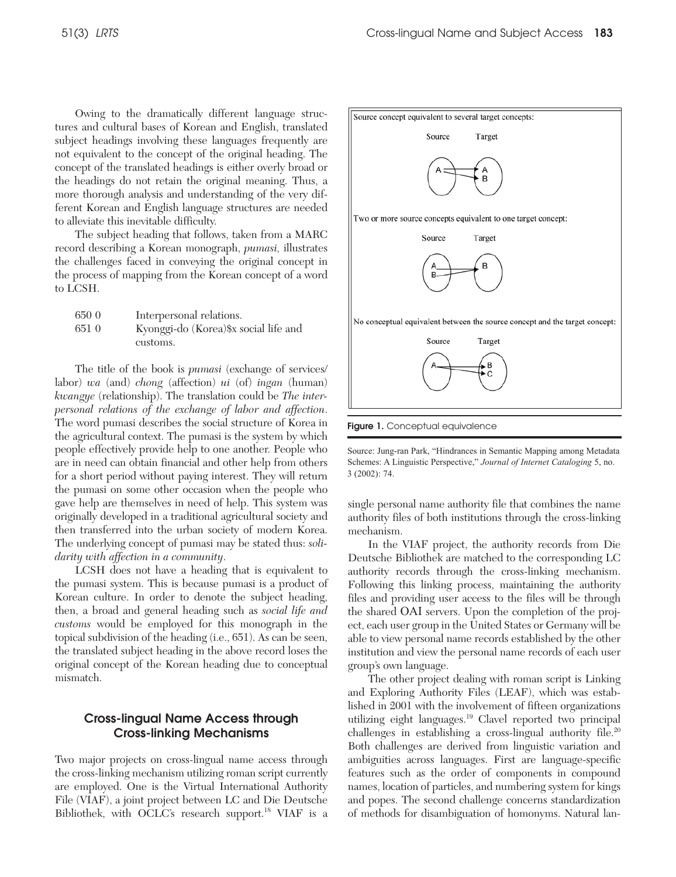Owing to the dramatically different language structures and cultural bases of Korean and English, translated subject headings involving these languages frequently are not equivalent to the concept of the original heading. The concept of the translated headings is either overly broad or the headings do not retain the original meaning. Thus, a more thorough analysis and understanding of the very different Korean and English language structures are needed to alleviate this inevitable difficulty.

The subject heading that follows, taken from a MARC record describing a Korean monograph, *pumasi,* illustrates the challenges faced in conveying the original concept in the process of mapping from the Korean concept of a word to LCSH.

| | |
|---|---|
| 650 0 | Interpersonal relations. |
| 651 0 | Kyonggi-do (Korea)$x social life and customs. |

The title of the book is *pumasi* (exchange of services/labor) *wa* (and) *chong* (affection) *ui* (of) *ingan* (human) *kwangye* (relationship). The translation could be *The interpersonal relations of the exchange of labor and affection*. The word pumasi describes the social structure of Korea in the agricultural context. The pumasi is the system by which people effectively provide help to one another. People who are in need can obtain financial and other help from others for a short period without paying interest. They will return the pumasi on some other occasion when the people who gave help are themselves in need of help. This system was originally developed in a traditional agricultural society and then transferred into the urban society of modern Korea. The underlying concept of pumasi may be stated thus: *solidarity with affection in a community*.

LCSH does not have a heading that is equivalent to the pumasi system. This is because pumasi is a product of Korean culture. In order to denote the subject heading, then, a broad and general heading such as *social life and customs* would be employed for this monograph in the topical subdivision of the heading (i.e., 651). As can be seen, the translated subject heading in the above record loses the original concept of the Korean heading due to conceptual mismatch.

Source concept equivalent to several target concepts:

Two or more source concepts equivalent to one target concept:

No conceptual equivalent between the source concept and the target concept:

**Figure 1.** Conceptual equivalence

Source: Jung-ran Park, "Hindrances in Semantic Mapping among Metadata Schemes: A Linguistic Perspective," *Journal of Internet Cataloging* 5, no. 3 (2002): 74.

## Cross-lingual Name Access through Cross-linking Mechanisms

Two major projects on cross-lingual name access through the cross-linking mechanism utilizing roman script currently are employed. One is the Virtual International Authority File (VIAF), a joint project between LC and Die Deutsche Bibliothek, with OCLC's research support.[18] VIAF is a single personal name authority file that combines the name authority files of both institutions through the cross-linking mechanism.

In the VIAF project, the authority records from Die Deutsche Bibliothek are matched to the corresponding LC authority records through the cross-linking mechanism. Following this linking process, maintaining the authority files and providing user access to the files will be through the shared OAI servers. Upon the completion of the project, each user group in the United States or Germany will be able to view personal name records established by the other institution and view the personal name records of each user group's own language.

The other project dealing with roman script is Linking and Exploring Authority Files (LEAF), which was established in 2001 with the involvement of fifteen organizations utilizing eight languages.[19] Clavel reported two principal challenges in establishing a cross-lingual authority file.[20] Both challenges are derived from linguistic variation and ambiguities across languages. First are language-specific features such as the order of components in compound names, location of particles, and numbering system for kings and popes. The second challenge concerns standardization of methods for disambiguation of homonyms. Natural lan-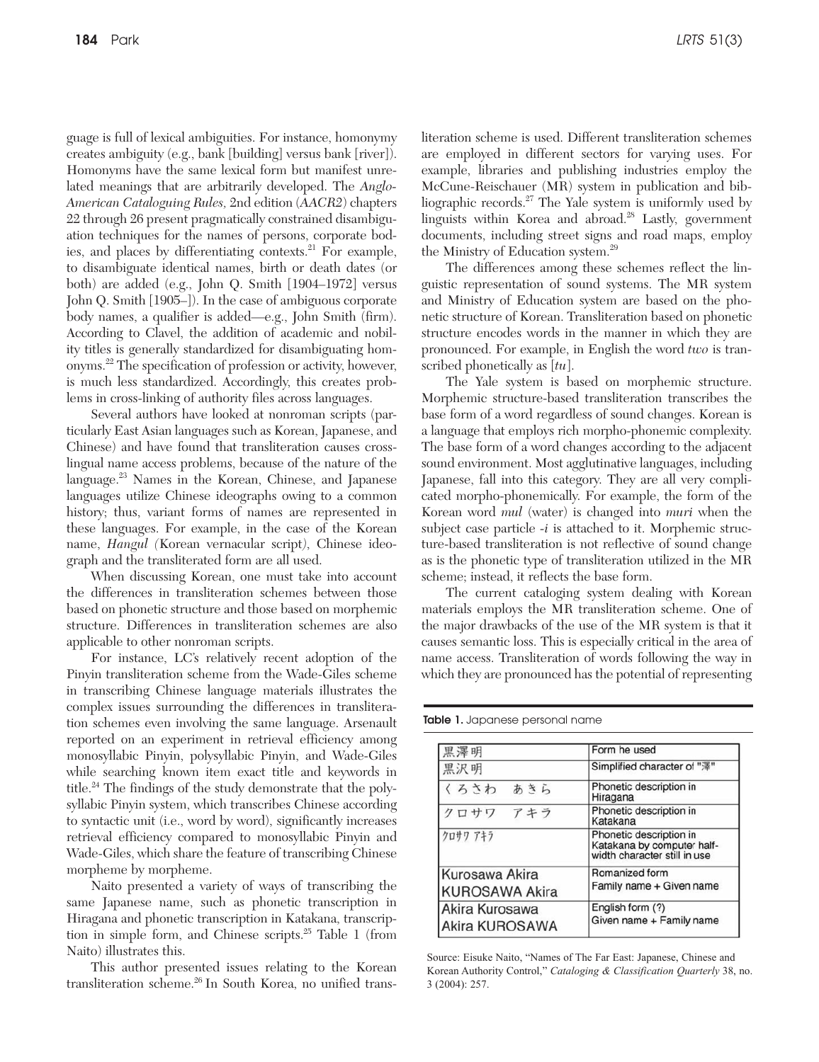guage is full of lexical ambiguities. For instance, homonymy creates ambiguity (e.g., bank [building] versus bank [river]). Homonyms have the same lexical form but manifest unrelated meanings that are arbitrarily developed. The *Anglo-American Cataloguing Rules,* 2nd edition (*AACR2*) chapters 22 through 26 present pragmatically constrained disambiguation techniques for the names of persons, corporate bodies, and places by differentiating contexts.[21] For example, to disambiguate identical names, birth or death dates (or both) are added (e.g., John Q. Smith [1904–1972] versus John Q. Smith [1905–]). In the case of ambiguous corporate body names, a qualifier is added—e.g., John Smith (firm). According to Clavel, the addition of academic and nobility titles is generally standardized for disambiguating homonyms.[22] The specification of profession or activity, however, is much less standardized. Accordingly, this creates problems in cross-linking of authority files across languages.

Several authors have looked at nonroman scripts (particularly East Asian languages such as Korean, Japanese, and Chinese) and have found that transliteration causes cross-lingual name access problems, because of the nature of the language.[23] Names in the Korean, Chinese, and Japanese languages utilize Chinese ideographs owing to a common history; thus, variant forms of names are represented in these languages. For example, in the case of the Korean name, *Hangul* (Korean vernacular script), Chinese ideograph and the transliterated form are all used.

When discussing Korean, one must take into account the differences in transliteration schemes between those based on phonetic structure and those based on morphemic structure. Differences in transliteration schemes are also applicable to other nonroman scripts.

For instance, LC's relatively recent adoption of the Pinyin transliteration scheme from the Wade-Giles scheme in transcribing Chinese language materials illustrates the complex issues surrounding the differences in transliteration schemes even involving the same language. Arsenault reported on an experiment in retrieval efficiency among monosyllabic Pinyin, polysyllabic Pinyin, and Wade-Giles while searching known item exact title and keywords in title.[24] The findings of the study demonstrate that the polysyllabic Pinyin system, which transcribes Chinese according to syntactic unit (i.e., word by word), significantly increases retrieval efficiency compared to monosyllabic Pinyin and Wade-Giles, which share the feature of transcribing Chinese morpheme by morpheme.

Naito presented a variety of ways of transcribing the same Japanese name, such as phonetic transcription in Hiragana and phonetic transcription in Katakana, transcription in simple form, and Chinese scripts.[25] Table 1 (from Naito) illustrates this.

This author presented issues relating to the Korean transliteration scheme.[26] In South Korea, no unified transliteration scheme is used. Different transliteration schemes are employed in different sectors for varying uses. For example, libraries and publishing industries employ the McCune-Reischauer (MR) system in publication and bibliographic records.[27] The Yale system is uniformly used by linguists within Korea and abroad.[28] Lastly, government documents, including street signs and road maps, employ the Ministry of Education system.[29]

The differences among these schemes reflect the linguistic representation of sound systems. The MR system and Ministry of Education system are based on the phonetic structure of Korean. Transliteration based on phonetic structure encodes words in the manner in which they are pronounced. For example, in English the word *two* is transcribed phonetically as [*tu*].

The Yale system is based on morphemic structure. Morphemic structure-based transliteration transcribes the base form of a word regardless of sound changes. Korean is a language that employs rich morpho-phonemic complexity. The base form of a word changes according to the adjacent sound environment. Most agglutinative languages, including Japanese, fall into this category. They are all very complicated morpho-phonemically. For example, the form of the Korean word *mul* (water) is changed into *muri* when the subject case particle *-i* is attached to it. Morphemic structure-based transliteration is not reflective of sound change as is the phonetic type of transliteration utilized in the MR scheme; instead, it reflects the base form.

The current cataloging system dealing with Korean materials employs the MR transliteration scheme. One of the major drawbacks of the use of the MR system is that it causes semantic loss. This is especially critical in the area of name access. Transliteration of words following the way in which they are pronounced has the potential of representing

**Table 1.** Japanese personal name

| | |
|---|---|
| 黒澤明 | Form he used |
| 黒沢明 | Simplified character of "澤" |
| くろさわ　あきら | Phonetic description in Hiragana |
| クロサワ　アキラ | Phonetic description in Katakana |
| ｸﾛｻﾜ ｱｷﾗ | Phonetic description in Katakana by computer half-width character still in use |
| Kurosawa Akira<br>KUROSAWA Akira | Romanized form<br>Family name + Given name |
| Akira Kurosawa<br>Akira KUROSAWA | English form (?)<br>Given name + Family name |

Source: Eisuke Naito, "Names of The Far East: Japanese, Chinese and Korean Authority Control," *Cataloging & Classification Quarterly* 38, no. 3 (2004): 257.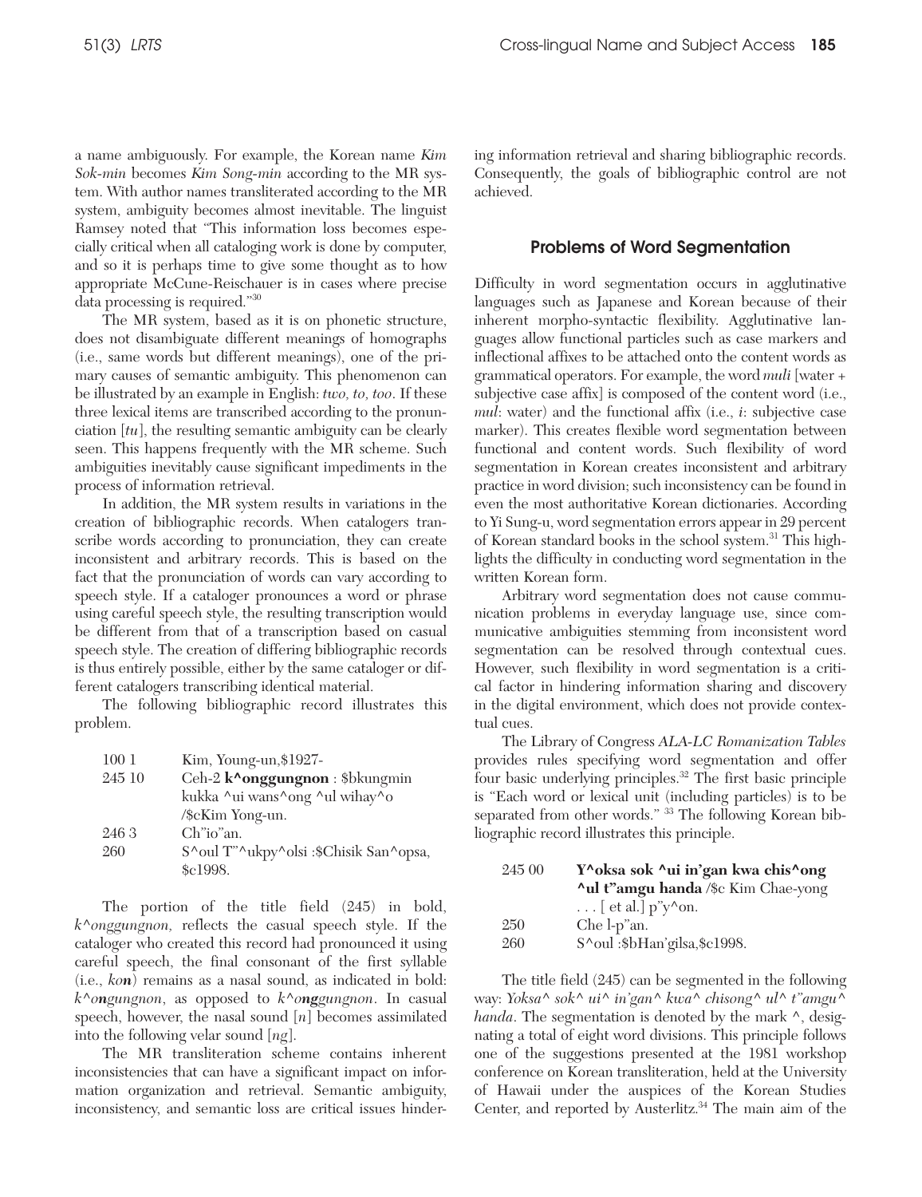a name ambiguously. For example, the Korean name *Kim Sok-min* becomes *Kim Song-min* according to the MR system. With author names transliterated according to the MR system, ambiguity becomes almost inevitable. The linguist Ramsey noted that "This information loss becomes especially critical when all cataloging work is done by computer, and so it is perhaps time to give some thought as to how appropriate McCune-Reischauer is in cases where precise data processing is required."[30]

The MR system, based as it is on phonetic structure, does not disambiguate different meanings of homographs (i.e., same words but different meanings), one of the primary causes of semantic ambiguity. This phenomenon can be illustrated by an example in English: *two, to, too*. If these three lexical items are transcribed according to the pronunciation [*tu*], the resulting semantic ambiguity can be clearly seen. This happens frequently with the MR scheme. Such ambiguities inevitably cause significant impediments in the process of information retrieval.

In addition, the MR system results in variations in the creation of bibliographic records. When catalogers transcribe words according to pronunciation, they can create inconsistent and arbitrary records. This is based on the fact that the pronunciation of words can vary according to speech style. If a cataloger pronounces a word or phrase using careful speech style, the resulting transcription would be different from that of a transcription based on casual speech style. The creation of differing bibliographic records is thus entirely possible, either by the same cataloger or different catalogers transcribing identical material.

The following bibliographic record illustrates this problem.

| | |
|---|---|
| 100 1 | Kim, Young-un,$1927- |
| 245 10 | Ceh-2 **k^onggungnon** : $bkungmin kukka ^ui wans^ong ^ul wihay^o /$cKim Yong-un. |
| 246 3 | Ch"io"an. |
| 260 | S^oul T"^ukpy^olsi :$Chisik San^opsa, $c1998. |

The portion of the title field (245) in bold, *k^onggungnon,* reflects the casual speech style. If the cataloger who created this record had pronounced it using careful speech, the final consonant of the first syllable (i.e., *ko**n***) remains as a nasal sound, as indicated in bold: *k^o**n**gungnon*, as opposed to *k^o**ng**gungnon*. In casual speech, however, the nasal sound [*n*] becomes assimilated into the following velar sound [*ng*].

The MR transliteration scheme contains inherent inconsistencies that can have a significant impact on information organization and retrieval. Semantic ambiguity, inconsistency, and semantic loss are critical issues hindering information retrieval and sharing bibliographic records. Consequently, the goals of bibliographic control are not achieved.

## Problems of Word Segmentation

Difficulty in word segmentation occurs in agglutinative languages such as Japanese and Korean because of their inherent morpho-syntactic flexibility. Agglutinative languages allow functional particles such as case markers and inflectional affixes to be attached onto the content words as grammatical operators. For example, the word *muli* [water + subjective case affix] is composed of the content word (i.e., *mul*: water) and the functional affix (i.e., *i*: subjective case marker). This creates flexible word segmentation between functional and content words. Such flexibility of word segmentation in Korean creates inconsistent and arbitrary practice in word division; such inconsistency can be found in even the most authoritative Korean dictionaries. According to Yi Sung-u, word segmentation errors appear in 29 percent of Korean standard books in the school system.[31] This highlights the difficulty in conducting word segmentation in the written Korean form.

Arbitrary word segmentation does not cause communication problems in everyday language use, since communicative ambiguities stemming from inconsistent word segmentation can be resolved through contextual cues. However, such flexibility in word segmentation is a critical factor in hindering information sharing and discovery in the digital environment, which does not provide contextual cues.

The Library of Congress *ALA-LC Romanization Tables* provides rules specifying word segmentation and offer four basic underlying principles.[32] The first basic principle is "Each word or lexical unit (including particles) is to be separated from other words." [33] The following Korean bibliographic record illustrates this principle.

| | |
|---|---|
| 245 00 | **Y^oksa sok ^ui in'gan kwa chis^ong ^ul t"amgu handa** /$c Kim Chae-yong . . . [ et al.] p"y^on. |
| 250 | Che l-p"an. |
| 260 | S^oul :$bHan'gilsa,$c1998. |

The title field (245) can be segmented in the following way: *Yoksa^ sok^ ui^ in'gan^ kwa^ chisong^ ul^ t"amgu^ handa*. The segmentation is denoted by the mark ^, designating a total of eight word divisions. This principle follows one of the suggestions presented at the 1981 workshop conference on Korean transliteration, held at the University of Hawaii under the auspices of the Korean Studies Center, and reported by Austerlitz.[34] The main aim of the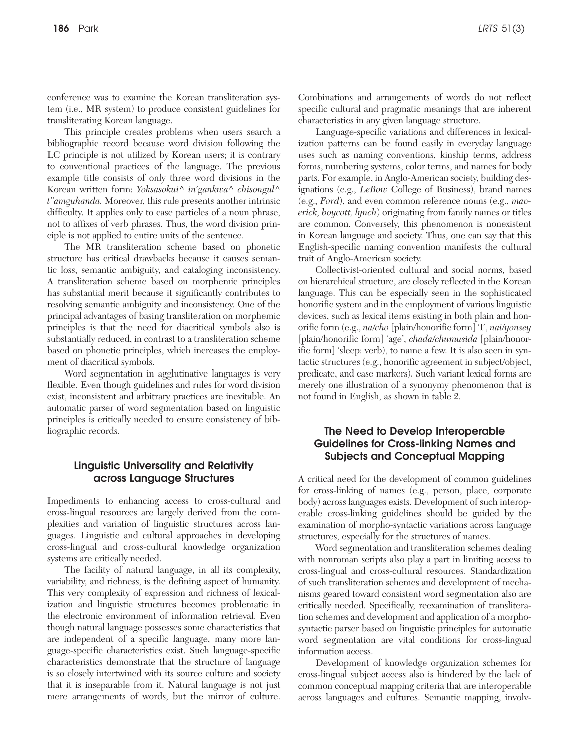conference was to examine the Korean transliteration system (i.e., MR system) to produce consistent guidelines for transliterating Korean language.

This principle creates problems when users search a bibliographic record because word division following the LC principle is not utilized by Korean users; it is contrary to conventional practices of the language. The previous example title consists of only three word divisions in the Korean written form: *Yoksasokui^ in'gankwa^ chisongul^ t"amguhanda.* Moreover, this rule presents another intrinsic difficulty. It applies only to case particles of a noun phrase, not to affixes of verb phrases. Thus, the word division principle is not applied to entire units of the sentence.

The MR transliteration scheme based on phonetic structure has critical drawbacks because it causes semantic loss, semantic ambiguity, and cataloging inconsistency. A transliteration scheme based on morphemic principles has substantial merit because it significantly contributes to resolving semantic ambiguity and inconsistency. One of the principal advantages of basing transliteration on morphemic principles is that the need for diacritical symbols also is substantially reduced, in contrast to a transliteration scheme based on phonetic principles, which increases the employment of diacritical symbols.

Word segmentation in agglutinative languages is very flexible. Even though guidelines and rules for word division exist, inconsistent and arbitrary practices are inevitable. An automatic parser of word segmentation based on linguistic principles is critically needed to ensure consistency of bibliographic records.

## Linguistic Universality and Relativity across Language Structures

Impediments to enhancing access to cross-cultural and cross-lingual resources are largely derived from the complexities and variation of linguistic structures across languages. Linguistic and cultural approaches in developing cross-lingual and cross-cultural knowledge organization systems are critically needed.

The facility of natural language, in all its complexity, variability, and richness, is the defining aspect of humanity. This very complexity of expression and richness of lexicalization and linguistic structures becomes problematic in the electronic environment of information retrieval. Even though natural language possesses some characteristics that are independent of a specific language, many more language-specific characteristics exist. Such language-specific characteristics demonstrate that the structure of language is so closely intertwined with its source culture and society that it is inseparable from it. Natural language is not just mere arrangements of words, but the mirror of culture. Combinations and arrangements of words do not reflect specific cultural and pragmatic meanings that are inherent characteristics in any given language structure.

Language-specific variations and differences in lexicalization patterns can be found easily in everyday language uses such as naming conventions, kinship terms, address forms, numbering systems, color terms, and names for body parts. For example, in Anglo-American society, building designations (e.g., *LeBow* College of Business), brand names (e.g., *Ford*), and even common reference nouns (e.g., *maverick, boycott, lynch*) originating from family names or titles are common. Conversely, this phenomenon is nonexistent in Korean language and society. Thus, one can say that this English-specific naming convention manifests the cultural trait of Anglo-American society.

Collectivist-oriented cultural and social norms, based on hierarchical structure, are closely reflected in the Korean language. This can be especially seen in the sophisticated honorific system and in the employment of various linguistic devices, such as lexical items existing in both plain and honorific form (e.g., *na/cho* [plain/honorific form] 'I', *nai/yonsey* [plain/honorific form] 'age', *chada/chumusida* [plain/honorific form] 'sleep: verb), to name a few. It is also seen in syntactic structures (e.g., honorific agreement in subject/object, predicate, and case markers). Such variant lexical forms are merely one illustration of a synonymy phenomenon that is not found in English, as shown in table 2.

## The Need to Develop Interoperable Guidelines for Cross-linking Names and Subjects and Conceptual Mapping

A critical need for the development of common guidelines for cross-linking of names (e.g., person, place, corporate body) across languages exists. Development of such interoperable cross-linking guidelines should be guided by the examination of morpho-syntactic variations across language structures, especially for the structures of names.

Word segmentation and transliteration schemes dealing with nonroman scripts also play a part in limiting access to cross-lingual and cross-cultural resources. Standardization of such transliteration schemes and development of mechanisms geared toward consistent word segmentation also are critically needed. Specifically, reexamination of transliteration schemes and development and application of a morpho-syntactic parser based on linguistic principles for automatic word segmentation are vital conditions for cross-lingual information access.

Development of knowledge organization schemes for cross-lingual subject access also is hindered by the lack of common conceptual mapping criteria that are interoperable across languages and cultures. Semantic mapping, involv-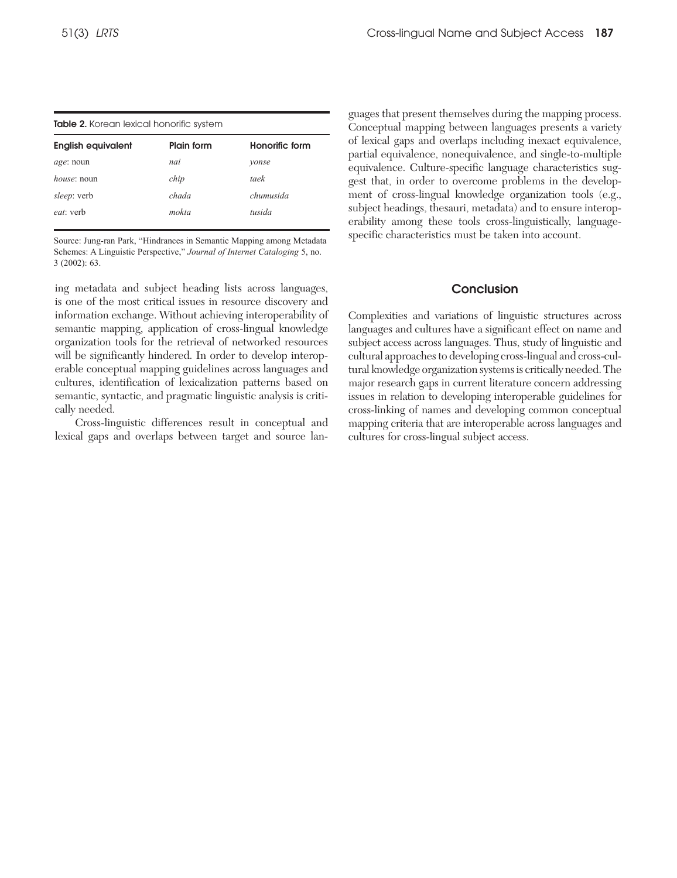**Table 2.** Korean lexical honorific system

| English equivalent | Plain form | Honorific form |
|---|---|---|
| *age*: noun | *nai* | *yonse* |
| *house*: noun | *chip* | *taek* |
| *sleep*: verb | *chada* | *chumusida* |
| *eat*: verb | *mokta* | *tusida* |

Source: Jung-ran Park, "Hindrances in Semantic Mapping among Metadata Schemes: A Linguistic Perspective," *Journal of Internet Cataloging* 5, no. 3 (2002): 63.

ing metadata and subject heading lists across languages, is one of the most critical issues in resource discovery and information exchange. Without achieving interoperability of semantic mapping, application of cross-lingual knowledge organization tools for the retrieval of networked resources will be significantly hindered. In order to develop interoperable conceptual mapping guidelines across languages and cultures, identification of lexicalization patterns based on semantic, syntactic, and pragmatic linguistic analysis is critically needed.

Cross-linguistic differences result in conceptual and lexical gaps and overlaps between target and source languages that present themselves during the mapping process. Conceptual mapping between languages presents a variety of lexical gaps and overlaps including inexact equivalence, partial equivalence, nonequivalence, and single-to-multiple equivalence. Culture-specific language characteristics suggest that, in order to overcome problems in the development of cross-lingual knowledge organization tools (e.g., subject headings, thesauri, metadata) and to ensure interoperability among these tools cross-linguistically, language-specific characteristics must be taken into account.

## Conclusion

Complexities and variations of linguistic structures across languages and cultures have a significant effect on name and subject access across languages. Thus, study of linguistic and cultural approaches to developing cross-lingual and cross-cultural knowledge organization systems is critically needed. The major research gaps in current literature concern addressing issues in relation to developing interoperable guidelines for cross-linking of names and developing common conceptual mapping criteria that are interoperable across languages and cultures for cross-lingual subject access.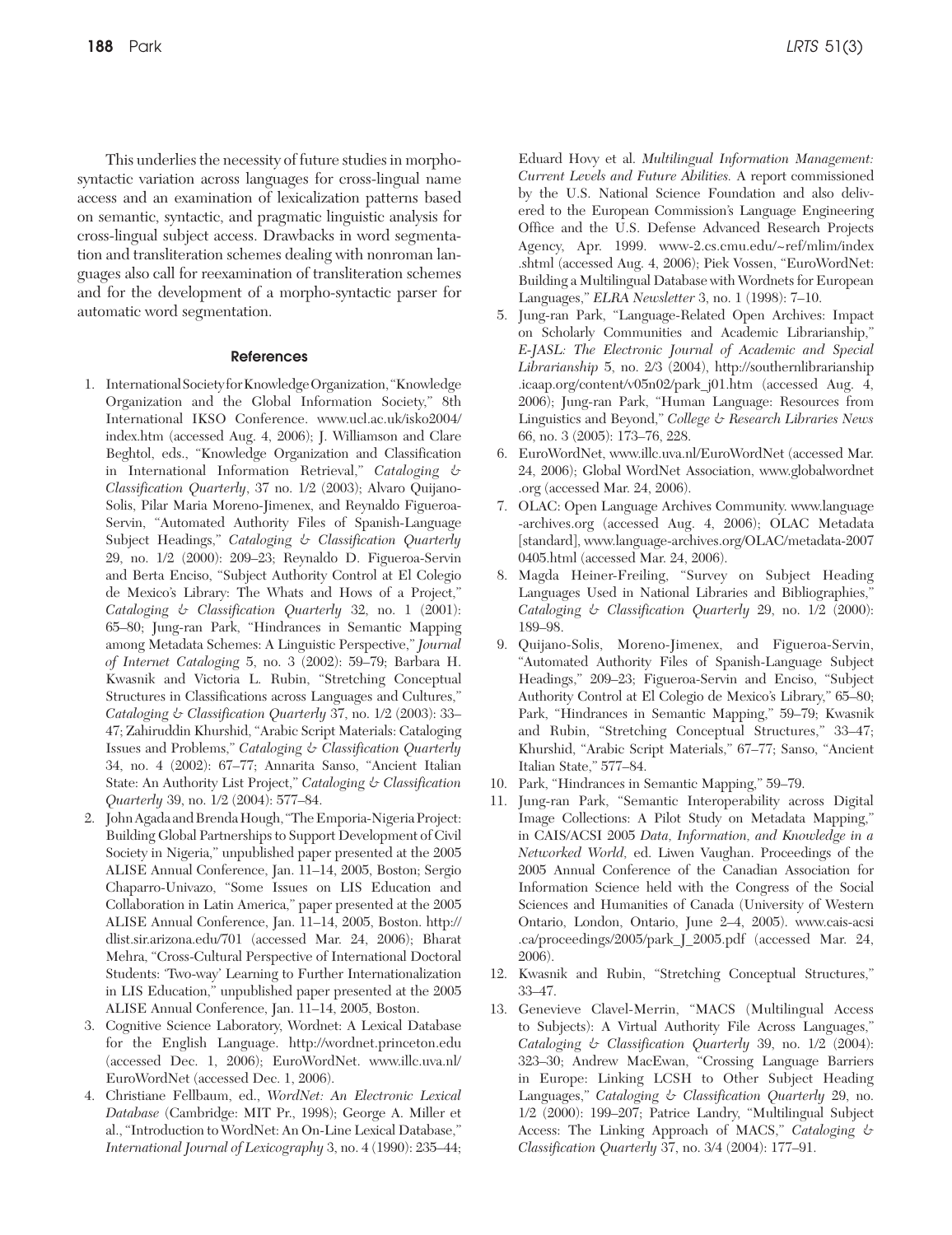This underlies the necessity of future studies in morpho-syntactic variation across languages for cross-lingual name access and an examination of lexicalization patterns based on semantic, syntactic, and pragmatic linguistic analysis for cross-lingual subject access. Drawbacks in word segmentation and transliteration schemes dealing with nonroman languages also call for reexamination of transliteration schemes and for the development of a morpho-syntactic parser for automatic word segmentation.

## References

1. International Society for Knowledge Organization, "Knowledge Organization and the Global Information Society," 8th International IKSO Conference. www.ucl.ac.uk/isko2004/index.htm (accessed Aug. 4, 2006); J. Williamson and Clare Beghtol, eds., "Knowledge Organization and Classification in International Information Retrieval," *Cataloging & Classification Quarterly*, 37 no. 1/2 (2003); Alvaro Quijano-Solis, Pilar Maria Moreno-Jimenex, and Reynaldo Figueroa-Servin, "Automated Authority Files of Spanish-Language Subject Headings," *Cataloging & Classification Quarterly* 29, no. 1/2 (2000): 209–23; Reynaldo D. Figueroa-Servin and Berta Enciso, "Subject Authority Control at El Colegio de Mexico's Library: The Whats and Hows of a Project," *Cataloging & Classification Quarterly* 32, no. 1 (2001): 65–80; Jung-ran Park, "Hindrances in Semantic Mapping among Metadata Schemes: A Linguistic Perspective," *Journal of Internet Cataloging* 5, no. 3 (2002): 59–79; Barbara H. Kwasnik and Victoria L. Rubin, "Stretching Conceptual Structures in Classifications across Languages and Cultures," *Cataloging & Classification Quarterly* 37, no. 1/2 (2003): 33–47; Zahiruddin Khurshid, "Arabic Script Materials: Cataloging Issues and Problems," *Cataloging & Classification Quarterly* 34, no. 4 (2002): 67–77; Annarita Sanso, "Ancient Italian State: An Authority List Project," *Cataloging & Classification Quarterly* 39, no. 1/2 (2004): 577–84.
2. John Agada and Brenda Hough, "The Emporia-Nigeria Project: Building Global Partnerships to Support Development of Civil Society in Nigeria," unpublished paper presented at the 2005 ALISE Annual Conference, Jan. 11–14, 2005, Boston; Sergio Chaparro-Univazo, "Some Issues on LIS Education and Collaboration in Latin America," paper presented at the 2005 ALISE Annual Conference, Jan. 11–14, 2005, Boston. http://dlist.sir.arizona.edu/701 (accessed Mar. 24, 2006); Bharat Mehra, "Cross-Cultural Perspective of International Doctoral Students: 'Two-way' Learning to Further Internationalization in LIS Education," unpublished paper presented at the 2005 ALISE Annual Conference, Jan. 11–14, 2005, Boston.
3. Cognitive Science Laboratory, Wordnet: A Lexical Database for the English Language. http://wordnet.princeton.edu (accessed Dec. 1, 2006); EuroWordNet. www.illc.uva.nl/EuroWordNet (accessed Dec. 1, 2006).
4. Christiane Fellbaum, ed., *WordNet: An Electronic Lexical Database* (Cambridge: MIT Pr., 1998); George A. Miller et al., "Introduction to WordNet: An On-Line Lexical Database," *International Journal of Lexicography* 3, no. 4 (1990): 235–44; Eduard Hovy et al. *Multilingual Information Management: Current Levels and Future Abilities.* A report commissioned by the U.S. National Science Foundation and also delivered to the European Commission's Language Engineering Office and the U.S. Defense Advanced Research Projects Agency, Apr. 1999. www-2.cs.cmu.edu/~ref/mlim/index.shtml (accessed Aug. 4, 2006); Piek Vossen, "EuroWordNet: Building a Multilingual Database with Wordnets for European Languages," *ELRA Newsletter* 3, no. 1 (1998): 7–10.
5. Jung-ran Park, "Language-Related Open Archives: Impact on Scholarly Communities and Academic Librarianship," *E-JASL: The Electronic Journal of Academic and Special Librarianship* 5, no. 2/3 (2004), http://southernlibrarianship.icaap.org/content/v05n02/park_j01.htm (accessed Aug. 4, 2006); Jung-ran Park, "Human Language: Resources from Linguistics and Beyond," *College & Research Libraries News* 66, no. 3 (2005): 173–76, 228.
6. EuroWordNet, www.illc.uva.nl/EuroWordNet (accessed Mar. 24, 2006); Global WordNet Association, www.globalwordnet.org (accessed Mar. 24, 2006).
7. OLAC: Open Language Archives Community. www.language-archives.org (accessed Aug. 4, 2006); OLAC Metadata [standard], www.language-archives.org/OLAC/metadata-20070405.html (accessed Mar. 24, 2006).
8. Magda Heiner-Freiling, "Survey on Subject Heading Languages Used in National Libraries and Bibliographies," *Cataloging & Classification Quarterly* 29, no. 1/2 (2000): 189–98.
9. Quijano-Solis, Moreno-Jimenex, and Figueroa-Servin, "Automated Authority Files of Spanish-Language Subject Headings," 209–23; Figueroa-Servin and Enciso, "Subject Authority Control at El Colegio de Mexico's Library," 65–80; Park, "Hindrances in Semantic Mapping," 59–79; Kwasnik and Rubin, "Stretching Conceptual Structures," 33–47; Khurshid, "Arabic Script Materials," 67–77; Sanso, "Ancient Italian State," 577–84.
10. Park, "Hindrances in Semantic Mapping," 59–79.
11. Jung-ran Park, "Semantic Interoperability across Digital Image Collections: A Pilot Study on Metadata Mapping," in CAIS/ACSI 2005 *Data, Information, and Knowledge in a Networked World,* ed. Liwen Vaughan. Proceedings of the 2005 Annual Conference of the Canadian Association for Information Science held with the Congress of the Social Sciences and Humanities of Canada (University of Western Ontario, London, Ontario, June 2–4, 2005). www.cais-acsi.ca/proceedings/2005/park_J_2005.pdf (accessed Mar. 24, 2006).
12. Kwasnik and Rubin, "Stretching Conceptual Structures," 33–47.
13. Genevieve Clavel-Merrin, "MACS (Multilingual Access to Subjects): A Virtual Authority File Across Languages," *Cataloging & Classification Quarterly* 39, no. 1/2 (2004): 323–30; Andrew MacEwan, "Crossing Language Barriers in Europe: Linking LCSH to Other Subject Heading Languages," *Cataloging & Classification Quarterly* 29, no. 1/2 (2000): 199–207; Patrice Landry, "Multilingual Subject Access: The Linking Approach of MACS," *Cataloging & Classification Quarterly* 37, no. 3/4 (2004): 177–91.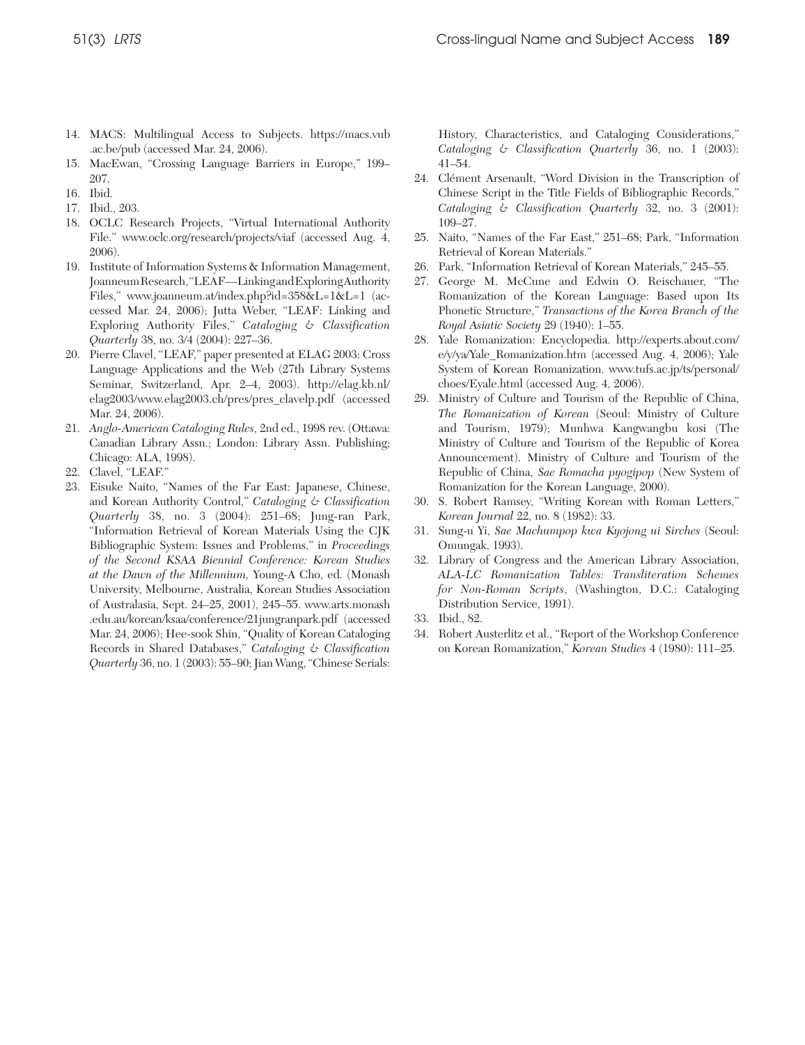14. MACS: Multilingual Access to Subjects. https://macs.vub.ac.be/pub (accessed Mar. 24, 2006).
15. MacEwan, "Crossing Language Barriers in Europe," 199–207.
16. Ibid.
17. Ibid., 203.
18. OCLC Research Projects, "Virtual International Authority File." www.oclc.org/research/projects/viaf (accessed Aug. 4, 2006).
19. Institute of Information Systems & Information Management, Joanneum Research, "LEAF—Linking and Exploring Authority Files," www.joanneum.at/index.php?id=358&L=1&L=1 (accessed Mar. 24, 2006); Jutta Weber, "LEAF: Linking and Exploring Authority Files," *Cataloging & Classification Quarterly* 38, no. 3/4 (2004): 227–36.
20. Pierre Clavel, "LEAF," paper presented at ELAG 2003: Cross Language Applications and the Web (27th Library Systems Seminar, Switzerland, Apr. 2–4, 2003). http://elag.kb.nl/elag2003/www.elag2003.ch/pres/pres_clavelp.pdf (accessed Mar. 24, 2006).
21. *Anglo-American Cataloging Rules,* 2nd ed., 1998 rev. (Ottawa: Canadian Library Assn.; London: Library Assn. Publishing; Chicago: ALA, 1998).
22. Clavel, "LEAF."
23. Eisuke Naito, "Names of the Far East: Japanese, Chinese, and Korean Authority Control," *Cataloging & Classification Quarterly* 38, no. 3 (2004): 251–68; Jung-ran Park, "Information Retrieval of Korean Materials Using the CJK Bibliographic System: Issues and Problems," in *Proceedings of the Second KSAA Biennial Conference: Korean Studies at the Dawn of the Millennium,* Young-A Cho, ed. (Monash University, Melbourne, Australia, Korean Studies Association of Australasia, Sept. 24–25, 2001), 245–55. www.arts.monash.edu.au/korean/ksaa/conference/21jungranpark.pdf (accessed Mar. 24, 2006); Hee-sook Shin, "Quality of Korean Cataloging Records in Shared Databases," *Cataloging & Classification Quarterly* 36, no. 1 (2003): 55–90; Jian Wang, "Chinese Serials: History, Characteristics, and Cataloging Considerations," *Cataloging & Classification Quarterly* 36, no. 1 (2003): 41–54.
24. Clément Arsenault, "Word Division in the Transcription of Chinese Script in the Title Fields of Bibliographic Records," *Cataloging & Classification Quarterly* 32, no. 3 (2001): 109–27.
25. Naito, "Names of the Far East," 251–68; Park, "Information Retrieval of Korean Materials."
26. Park, "Information Retrieval of Korean Materials," 245–55.
27. George M. McCune and Edwin O. Reischauer, "The Romanization of the Korean Language: Based upon Its Phonetic Structure," *Transactions of the Korea Branch of the Royal Asiatic Society* 29 (1940): 1–55.
28. Yale Romanization: Encyclopedia. http://experts.about.com/e/y/ya/Yale_Romanization.htm (accessed Aug. 4, 2006); Yale System of Korean Romanization. www.tufs.ac.jp/ts/personal/choes/Eyale.html (accessed Aug. 4, 2006).
29. Ministry of Culture and Tourism of the Republic of China, *The Romanization of Korean* (Seoul: Ministry of Culture and Tourism, 1979); Munhwa Kangwangbu kosi (The Ministry of Culture and Tourism of the Republic of Korea Announcement). Ministry of Culture and Tourism of the Republic of China, *Sae Romacha pyogipop* (New System of Romanization for the Korean Language, 2000).
30. S. Robert Ramsey, "Writing Korean with Roman Letters," *Korean Journal* 22, no. 8 (1982): 33.
31. Sung-u Yi, *Sae Machumpop kwa Kyojong ui Sirches* (Seoul: Omungak, 1993).
32. Library of Congress and the American Library Association, *ALA-LC Romanization Tables: Transliteration Schemes for Non-Roman Scripts*, (Washington, D.C.: Cataloging Distribution Service, 1991).
33. Ibid., 82.
34. Robert Austerlitz et al., "Report of the Workshop Conference on Korean Romanization," *Korean Studies* 4 (1980): 111–25.